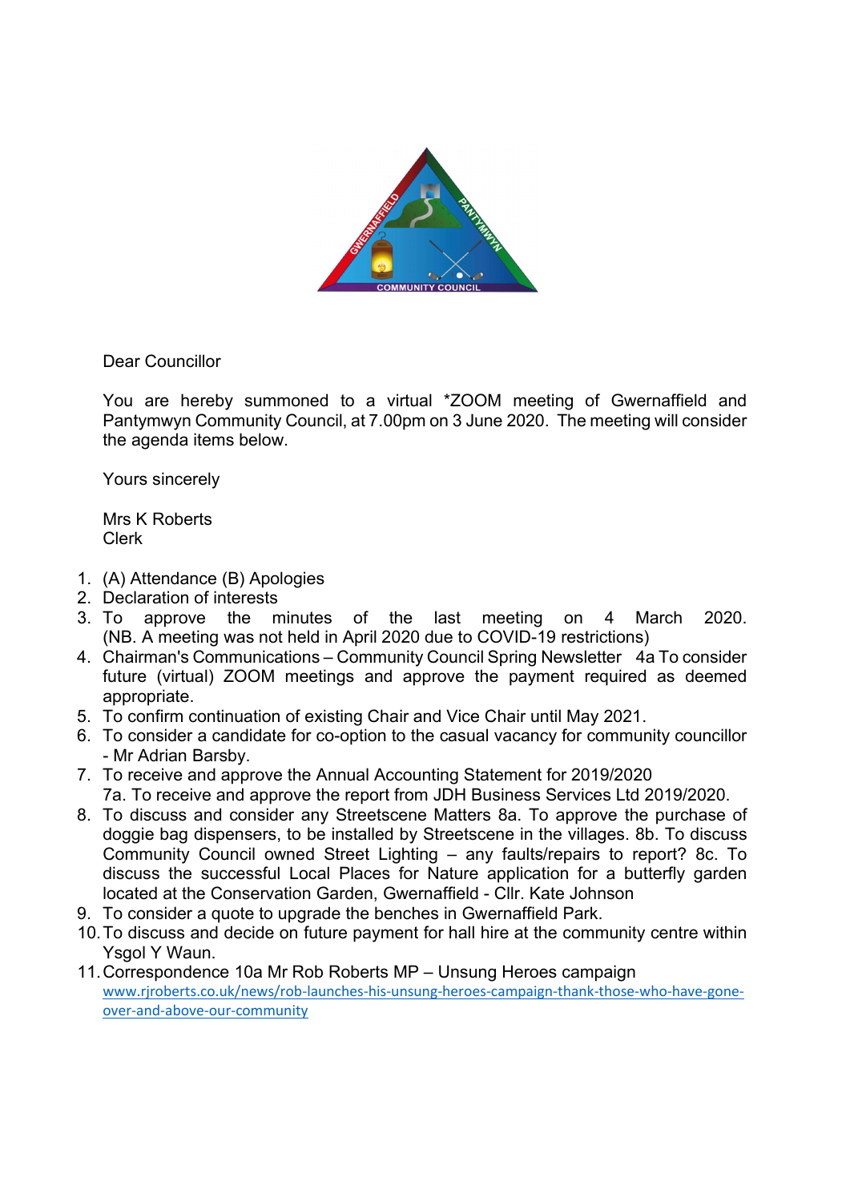Dear Councillor

You are hereby summoned to a virtual *ZOOM meeting of Gwernaffield and Pantymwyn Community Council, at 7.00pm on 3 June 2020. The meeting will consider the agenda items below.

Yours sincerely

Mrs K Roberts
Clerk

1. (A) Attendance (B) Apologies
2. Declaration of interests
3. To approve the minutes of the last meeting on 4 March 2020. (NB. A meeting was not held in April 2020 due to COVID-19 restrictions)
4. Chairman's Communications – Community Council Spring Newsletter 4a To consider future (virtual) ZOOM meetings and approve the payment required as deemed appropriate.
5. To confirm continuation of existing Chair and Vice Chair until May 2021.
6. To consider a candidate for co-option to the casual vacancy for community councillor - Mr Adrian Barsby.
7. To receive and approve the Annual Accounting Statement for 2019/2020
   7a. To receive and approve the report from JDH Business Services Ltd 2019/2020.
8. To discuss and consider any Streetscene Matters 8a. To approve the purchase of doggie bag dispensers, to be installed by Streetscene in the villages. 8b. To discuss Community Council owned Street Lighting – any faults/repairs to report? 8c. To discuss the successful Local Places for Nature application for a butterfly garden located at the Conservation Garden, Gwernaffield - Cllr. Kate Johnson
9. To consider a quote to upgrade the benches in Gwernaffield Park.
10. To discuss and decide on future payment for hall hire at the community centre within Ysgol Y Waun.
11. Correspondence 10a Mr Rob Roberts MP – Unsung Heroes campaign
    www.rjroberts.co.uk/news/rob-launches-his-unsung-heroes-campaign-thank-those-who-have-gone-over-and-above-our-community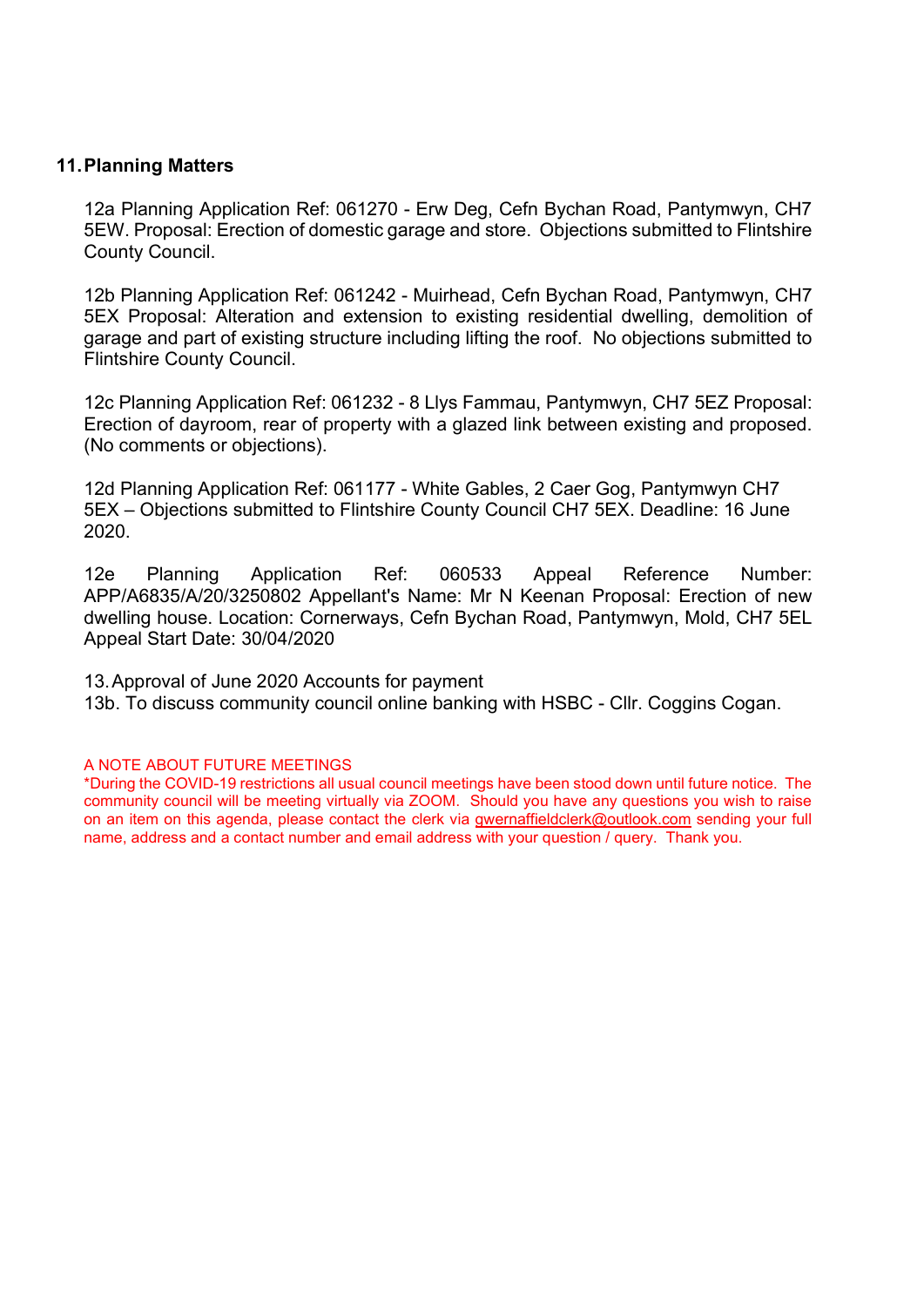## 11. Planning Matters

12a Planning Application Ref: 061270 - Erw Deg, Cefn Bychan Road, Pantymwyn, CH7 5EW. Proposal: Erection of domestic garage and store. Objections submitted to Flintshire County Council.

12b Planning Application Ref: 061242 - Muirhead, Cefn Bychan Road, Pantymwyn, CH7 5EX Proposal: Alteration and extension to existing residential dwelling, demolition of garage and part of existing structure including lifting the roof. No objections submitted to Flintshire County Council.

12c Planning Application Ref: 061232 - 8 Llys Fammau, Pantymwyn, CH7 5EZ Proposal: Erection of dayroom, rear of property with a glazed link between existing and proposed. (No comments or objections).

12d Planning Application Ref: 061177 - White Gables, 2 Caer Gog, Pantymwyn CH7 5EX – Objections submitted to Flintshire County Council CH7 5EX. Deadline: 16 June 2020.

12e Planning Application Ref: 060533 Appeal Reference Number: APP/A6835/A/20/3250802 Appellant's Name: Mr N Keenan Proposal: Erection of new dwelling house. Location: Cornerways, Cefn Bychan Road, Pantymwyn, Mold, CH7 5EL Appeal Start Date: 30/04/2020

13. Approval of June 2020 Accounts for payment
13b. To discuss community council online banking with HSBC - Cllr. Coggins Cogan.

A NOTE ABOUT FUTURE MEETINGS
*During the COVID-19 restrictions all usual council meetings have been stood down until future notice. The community council will be meeting virtually via ZOOM. Should you have any questions you wish to raise on an item on this agenda, please contact the clerk via gwernaffieldclerk@outlook.com sending your full name, address and a contact number and email address with your question / query. Thank you.